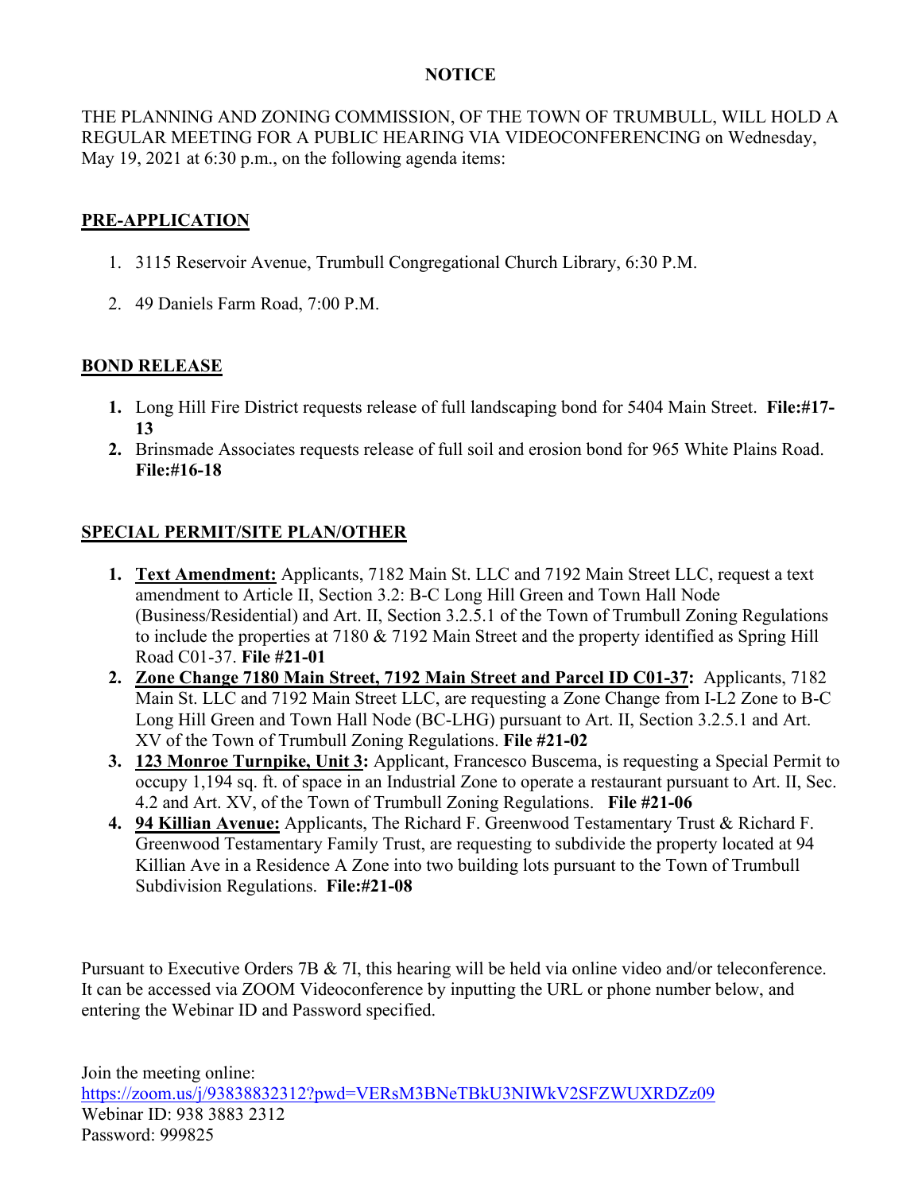# NOTICE

THE PLANNING AND ZONING COMMISSION, OF THE TOWN OF TRUMBULL, WILL HOLD A REGULAR MEETING FOR A PUBLIC HEARING VIA VIDEOCONFERENCING on Wednesday, May 19, 2021 at 6:30 p.m., on the following agenda items:

## PRE-APPLICATION

1. 3115 Reservoir Avenue, Trumbull Congregational Church Library, 6:30 P.M.
2. 49 Daniels Farm Road, 7:00 P.M.

## BOND RELEASE

1. Long Hill Fire District requests release of full landscaping bond for 5404 Main Street. **File:#17-13**
2. Brinsmade Associates requests release of full soil and erosion bond for 965 White Plains Road. **File:#16-18**

## SPECIAL PERMIT/SITE PLAN/OTHER

1. **Text Amendment:** Applicants, 7182 Main St. LLC and 7192 Main Street LLC, request a text amendment to Article II, Section 3.2: B-C Long Hill Green and Town Hall Node (Business/Residential) and Art. II, Section 3.2.5.1 of the Town of Trumbull Zoning Regulations to include the properties at 7180 & 7192 Main Street and the property identified as Spring Hill Road C01-37. **File #21-01**
2. **Zone Change 7180 Main Street, 7192 Main Street and Parcel ID C01-37:** Applicants, 7182 Main St. LLC and 7192 Main Street LLC, are requesting a Zone Change from I-L2 Zone to B-C Long Hill Green and Town Hall Node (BC-LHG) pursuant to Art. II, Section 3.2.5.1 and Art. XV of the Town of Trumbull Zoning Regulations. **File #21-02**
3. **123 Monroe Turnpike, Unit 3:** Applicant, Francesco Buscema, is requesting a Special Permit to occupy 1,194 sq. ft. of space in an Industrial Zone to operate a restaurant pursuant to Art. II, Sec. 4.2 and Art. XV, of the Town of Trumbull Zoning Regulations. **File #21-06**
4. **94 Killian Avenue:** Applicants, The Richard F. Greenwood Testamentary Trust & Richard F. Greenwood Testamentary Family Trust, are requesting to subdivide the property located at 94 Killian Ave in a Residence A Zone into two building lots pursuant to the Town of Trumbull Subdivision Regulations. **File:#21-08**

Pursuant to Executive Orders 7B & 7I, this hearing will be held via online video and/or teleconference. It can be accessed via ZOOM Videoconference by inputting the URL or phone number below, and entering the Webinar ID and Password specified.

Join the meeting online:
https://zoom.us/j/93838832312?pwd=VERsM3BNeTBkU3NIWkV2SFZWUXRDZz09
Webinar ID: 938 3883 2312
Password: 999825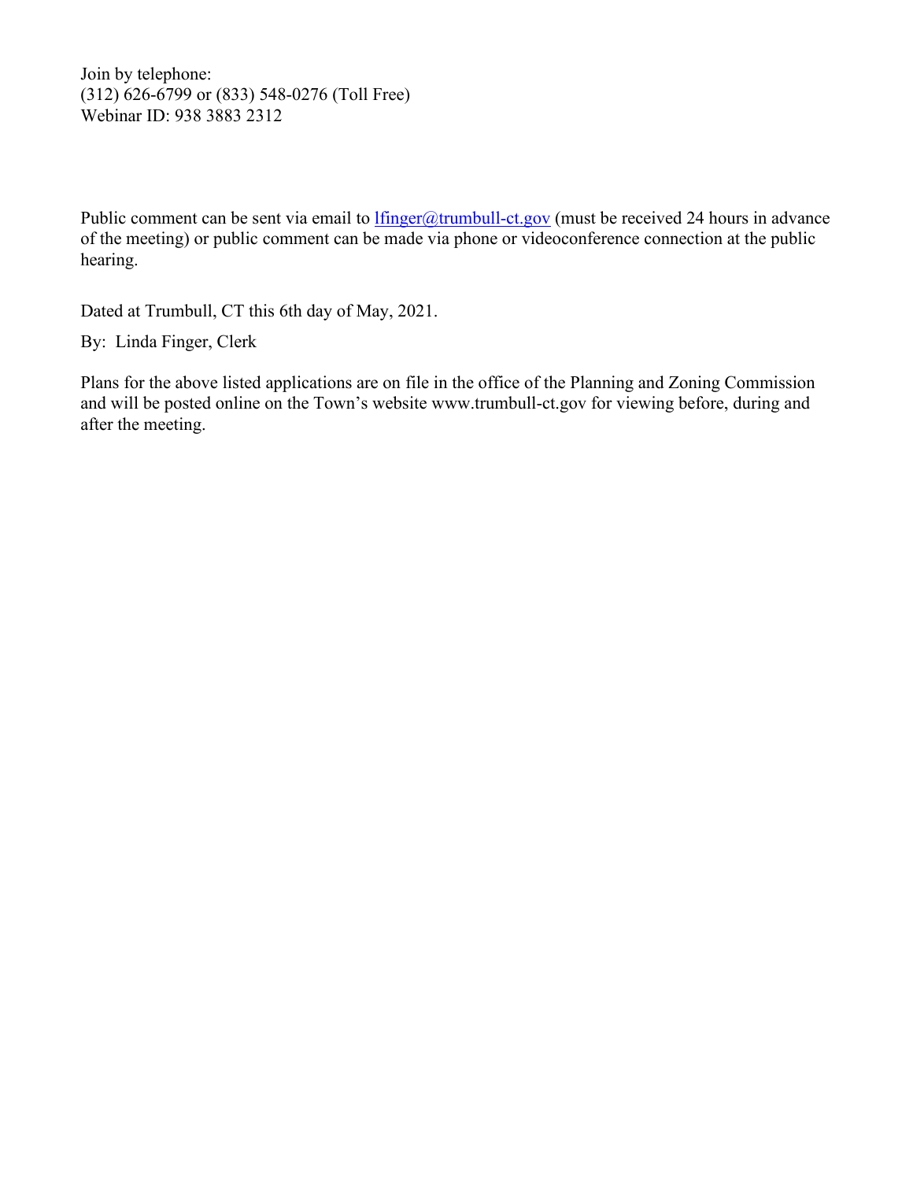Join by telephone:
(312) 626-6799 or (833) 548-0276 (Toll Free)
Webinar ID: 938 3883 2312

Public comment can be sent via email to lfinger@trumbull-ct.gov (must be received 24 hours in advance of the meeting) or public comment can be made via phone or videoconference connection at the public hearing.

Dated at Trumbull, CT this 6th day of May, 2021.

By: Linda Finger, Clerk

Plans for the above listed applications are on file in the office of the Planning and Zoning Commission and will be posted online on the Town's website www.trumbull-ct.gov for viewing before, during and after the meeting.